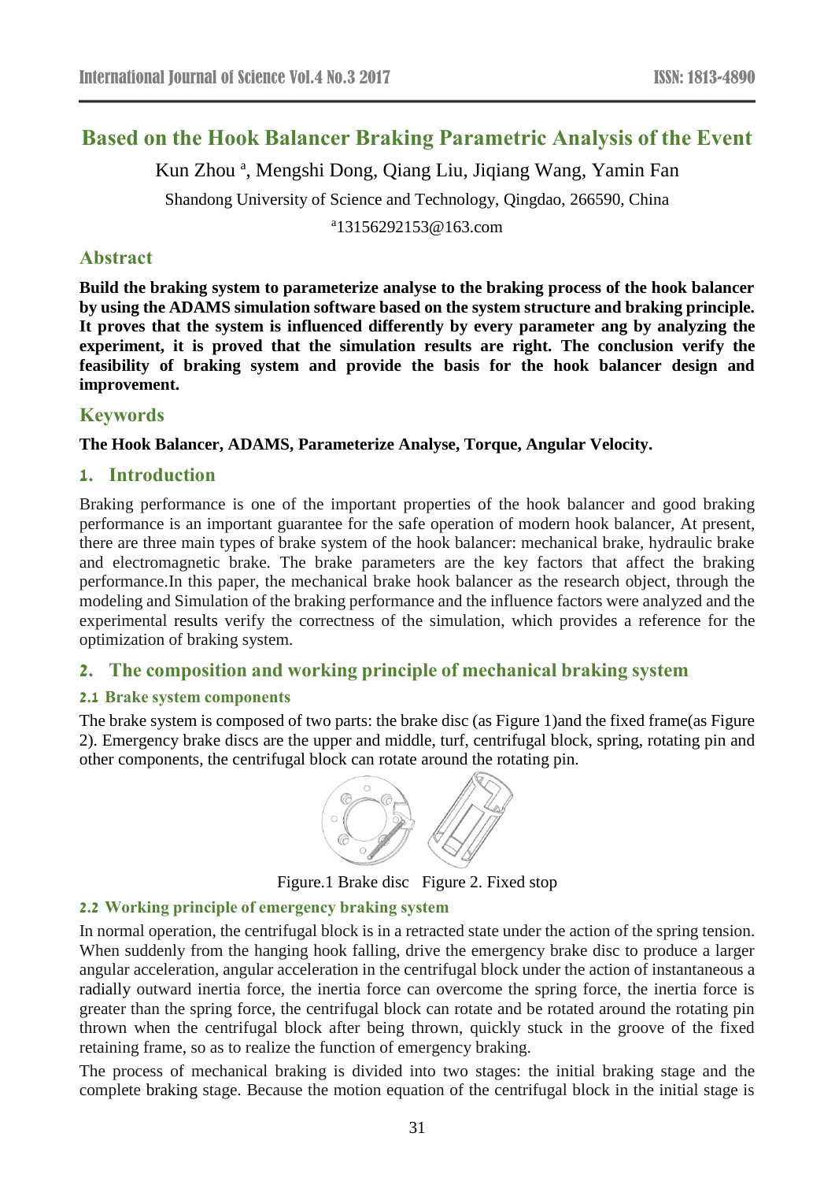# Based on the Hook Balancer Braking Parametric Analysis of the Event

Kun Zhou [a], Mengshi Dong, Qiang Liu, Jiqiang Wang, Yamin Fan

Shandong University of Science and Technology, Qingdao, 266590, China

[a]13156292153@163.com

## Abstract

**Build the braking system to parameterize analyse to the braking process of the hook balancer by using the ADAMS simulation software based on the system structure and braking principle. It proves that the system is influenced differently by every parameter ang by analyzing the experiment, it is proved that the simulation results are right. The conclusion verify the feasibility of braking system and provide the basis for the hook balancer design and improvement.**

## Keywords

**The Hook Balancer, ADAMS, Parameterize Analyse, Torque, Angular Velocity.**

## 1. Introduction

Braking performance is one of the important properties of the hook balancer and good braking performance is an important guarantee for the safe operation of modern hook balancer, At present, there are three main types of brake system of the hook balancer: mechanical brake, hydraulic brake and electromagnetic brake. The brake parameters are the key factors that affect the braking performance.In this paper, the mechanical brake hook balancer as the research object, through the modeling and Simulation of the braking performance and the influence factors were analyzed and the experimental results verify the correctness of the simulation, which provides a reference for the optimization of braking system.

## 2. The composition and working principle of mechanical braking system

### 2.1 Brake system components

The brake system is composed of two parts: the brake disc (as Figure 1)and the fixed frame(as Figure 2). Emergency brake discs are the upper and middle, turf, centrifugal block, spring, rotating pin and other components, the centrifugal block can rotate around the rotating pin.

Figure.1 Brake disc Figure 2. Fixed stop

### 2.2 Working principle of emergency braking system

In normal operation, the centrifugal block is in a retracted state under the action of the spring tension. When suddenly from the hanging hook falling, drive the emergency brake disc to produce a larger angular acceleration, angular acceleration in the centrifugal block under the action of instantaneous a radially outward inertia force, the inertia force can overcome the spring force, the inertia force is greater than the spring force, the centrifugal block can rotate and be rotated around the rotating pin thrown when the centrifugal block after being thrown, quickly stuck in the groove of the fixed retaining frame, so as to realize the function of emergency braking.

The process of mechanical braking is divided into two stages: the initial braking stage and the complete braking stage. Because the motion equation of the centrifugal block in the initial stage is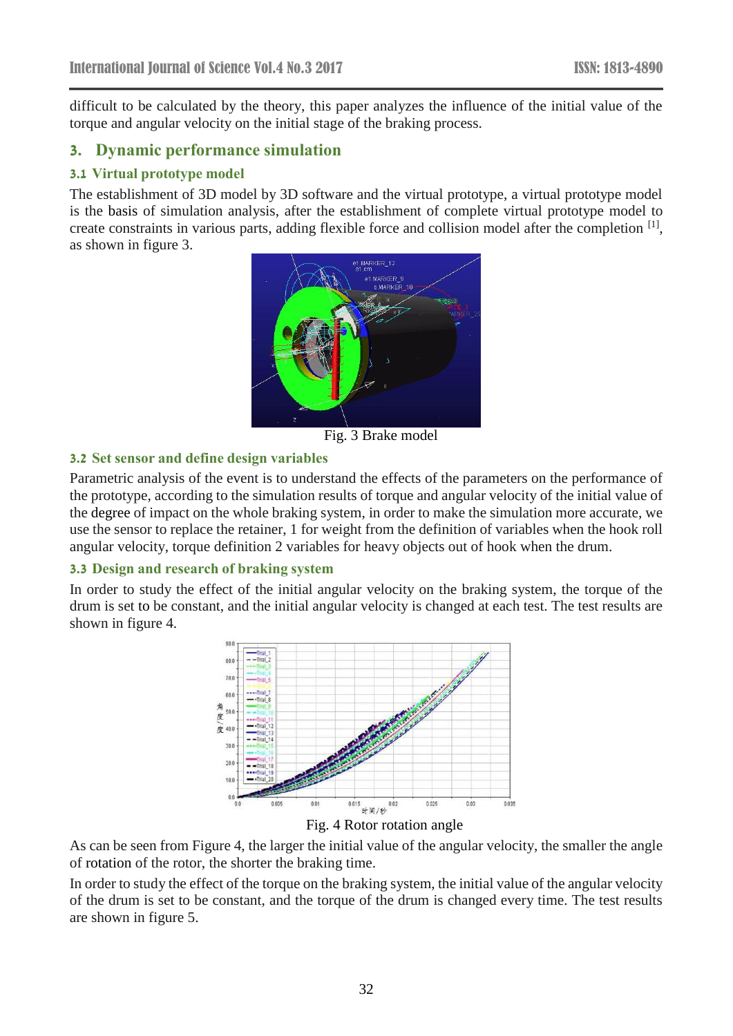difficult to be calculated by the theory, this paper analyzes the influence of the initial value of the torque and angular velocity on the initial stage of the braking process.

## 3. Dynamic performance simulation

### 3.1 Virtual prototype model

The establishment of 3D model by 3D software and the virtual prototype, a virtual prototype model is the basis of simulation analysis, after the establishment of complete virtual prototype model to create constraints in various parts, adding flexible force and collision model after the completion [1], as shown in figure 3.

Fig. 3 Brake model

### 3.2 Set sensor and define design variables

Parametric analysis of the event is to understand the effects of the parameters on the performance of the prototype, according to the simulation results of torque and angular velocity of the initial value of the degree of impact on the whole braking system, in order to make the simulation more accurate, we use the sensor to replace the retainer, 1 for weight from the definition of variables when the hook roll angular velocity, torque definition 2 variables for heavy objects out of hook when the drum.

### 3.3 Design and research of braking system

In order to study the effect of the initial angular velocity on the braking system, the torque of the drum is set to be constant, and the initial angular velocity is changed at each test. The test results are shown in figure 4.

Fig. 4 Rotor rotation angle

As can be seen from Figure 4, the larger the initial value of the angular velocity, the smaller the angle of rotation of the rotor, the shorter the braking time.

In order to study the effect of the torque on the braking system, the initial value of the angular velocity of the drum is set to be constant, and the torque of the drum is changed every time. The test results are shown in figure 5.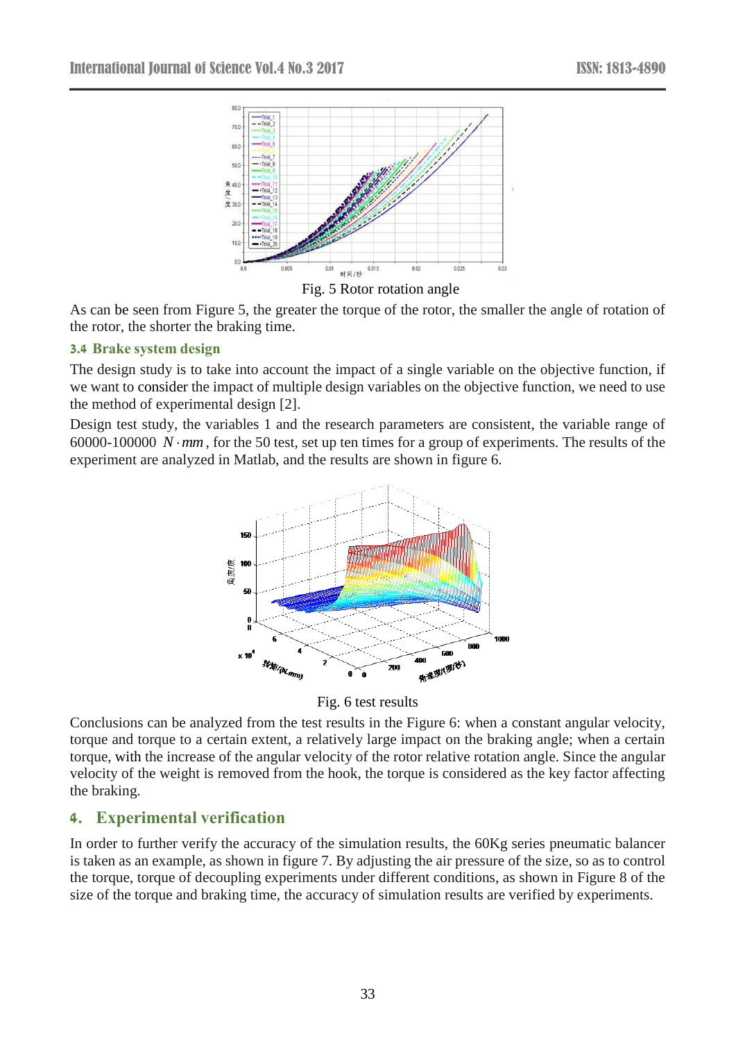Fig. 5 Rotor rotation angle

As can be seen from Figure 5, the greater the torque of the rotor, the smaller the angle of rotation of the rotor, the shorter the braking time.

### 3.4 Brake system design

The design study is to take into account the impact of a single variable on the objective function, if we want to consider the impact of multiple design variables on the objective function, we need to use the method of experimental design [2].

Design test study, the variables 1 and the research parameters are consistent, the variable range of 60000-100000 $N \cdot mm$, for the 50 test, set up ten times for a group of experiments. The results of the experiment are analyzed in Matlab, and the results are shown in figure 6.

Fig. 6 test results

Conclusions can be analyzed from the test results in the Figure 6: when a constant angular velocity, torque and torque to a certain extent, a relatively large impact on the braking angle; when a certain torque, with the increase of the angular velocity of the rotor relative rotation angle. Since the angular velocity of the weight is removed from the hook, the torque is considered as the key factor affecting the braking.

## 4. Experimental verification

In order to further verify the accuracy of the simulation results, the 60Kg series pneumatic balancer is taken as an example, as shown in figure 7. By adjusting the air pressure of the size, so as to control the torque, torque of decoupling experiments under different conditions, as shown in Figure 8 of the size of the torque and braking time, the accuracy of simulation results are verified by experiments.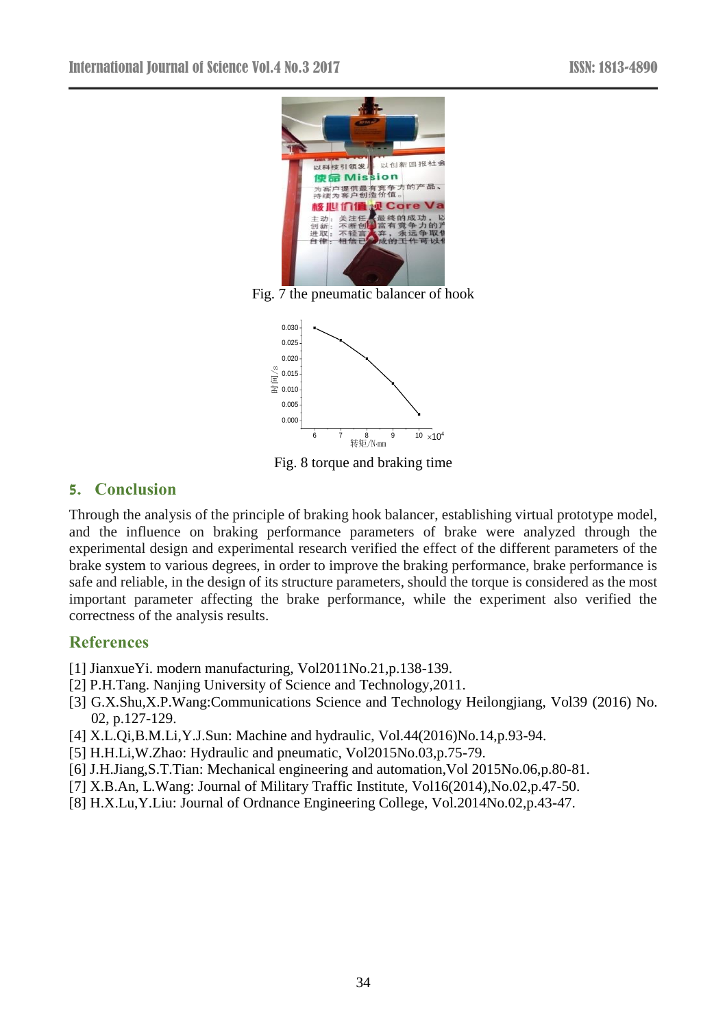Fig. 7 the pneumatic balancer of hook

0.030
0.025
0.020
0.015
0.010
0.005
0.000
时间/s
6 7 8 9 10 ×10⁴
转矩/N·mm

Fig. 8 torque and braking time

## 5. Conclusion

Through the analysis of the principle of braking hook balancer, establishing virtual prototype model, and the influence on braking performance parameters of brake were analyzed through the experimental design and experimental research verified the effect of the different parameters of the brake system to various degrees, in order to improve the braking performance, brake performance is safe and reliable, in the design of its structure parameters, should the torque is considered as the most important parameter affecting the brake performance, while the experiment also verified the correctness of the analysis results.

## References

[1] JianxueYi. modern manufacturing, Vol2011No.21,p.138-139.
[2] P.H.Tang. Nanjing University of Science and Technology,2011.
[3] G.X.Shu,X.P.Wang:Communications Science and Technology Heilongjiang, Vol39 (2016) No. 02, p.127-129.
[4] X.L.Qi,B.M.Li,Y.J.Sun: Machine and hydraulic, Vol.44(2016)No.14,p.93-94.
[5] H.H.Li,W.Zhao: Hydraulic and pneumatic, Vol2015No.03,p.75-79.
[6] J.H.Jiang,S.T.Tian: Mechanical engineering and automation,Vol 2015No.06,p.80-81.
[7] X.B.An, L.Wang: Journal of Military Traffic Institute, Vol16(2014),No.02,p.47-50.
[8] H.X.Lu,Y.Liu: Journal of Ordnance Engineering College, Vol.2014No.02,p.43-47.